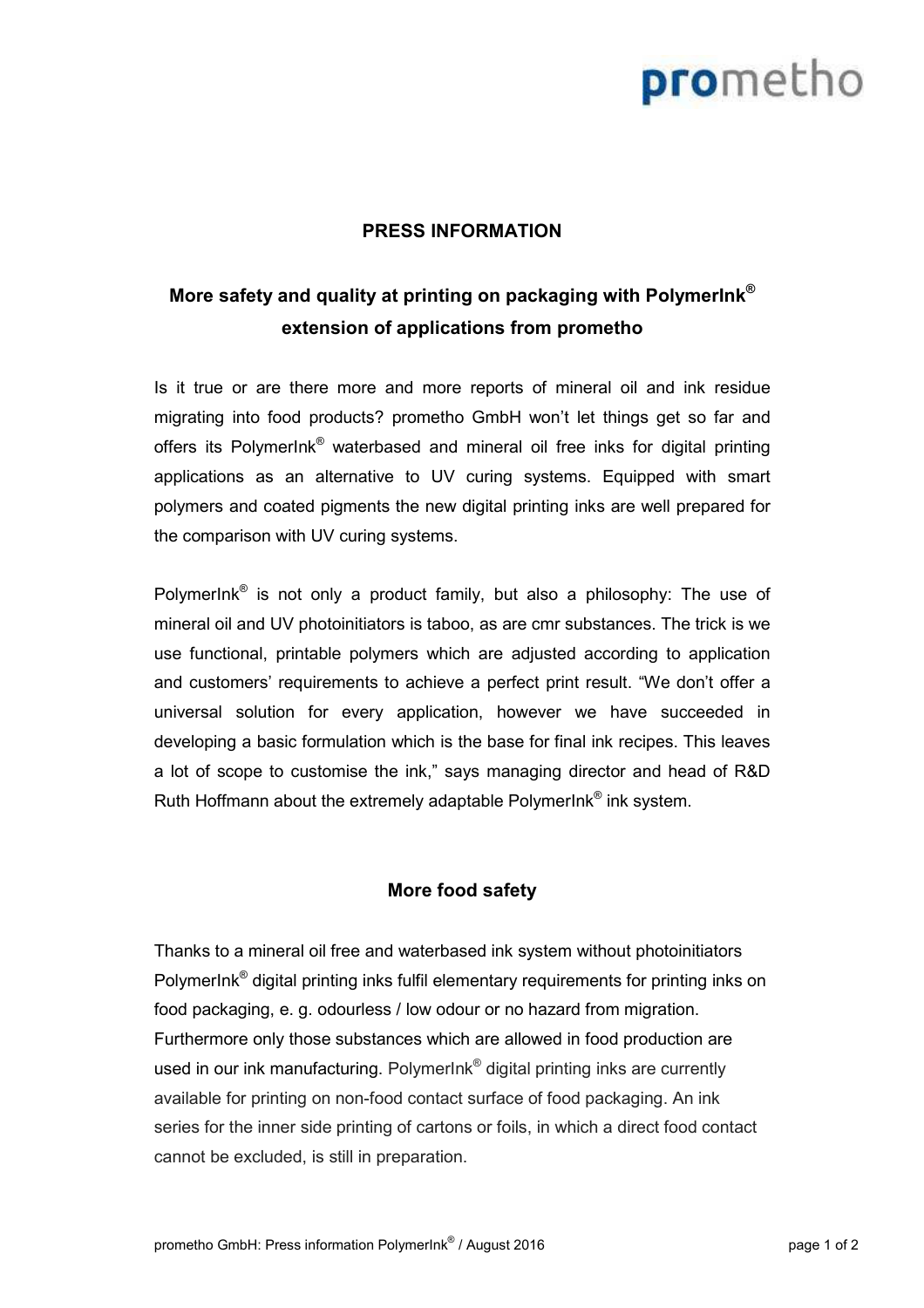**PRESS INFORMATION**

# More safety and quality at printing on packaging with PolymerInk® extension of applications from prometho

Is it true or are there more and more reports of mineral oil and ink residue migrating into food products? prometho GmbH won't let things get so far and offers its PolymerInk® waterbased and mineral oil free inks for digital printing applications as an alternative to UV curing systems. Equipped with smart polymers and coated pigments the new digital printing inks are well prepared for the comparison with UV curing systems.

PolymerInk® is not only a product family, but also a philosophy: The use of mineral oil and UV photoinitiators is taboo, as are cmr substances. The trick is we use functional, printable polymers which are adjusted according to application and customers' requirements to achieve a perfect print result. "We don't offer a universal solution for every application, however we have succeeded in developing a basic formulation which is the base for final ink recipes. This leaves a lot of scope to customise the ink," says managing director and head of R&D Ruth Hoffmann about the extremely adaptable PolymerInk® ink system.

## More food safety

Thanks to a mineral oil free and waterbased ink system without photoinitiators PolymerInk® digital printing inks fulfil elementary requirements for printing inks on food packaging, e. g. odourless / low odour or no hazard from migration. Furthermore only those substances which are allowed in food production are used in our ink manufacturing. PolymerInk® digital printing inks are currently available for printing on non-food contact surface of food packaging. An ink series for the inner side printing of cartons or foils, in which a direct food contact cannot be excluded, is still in preparation.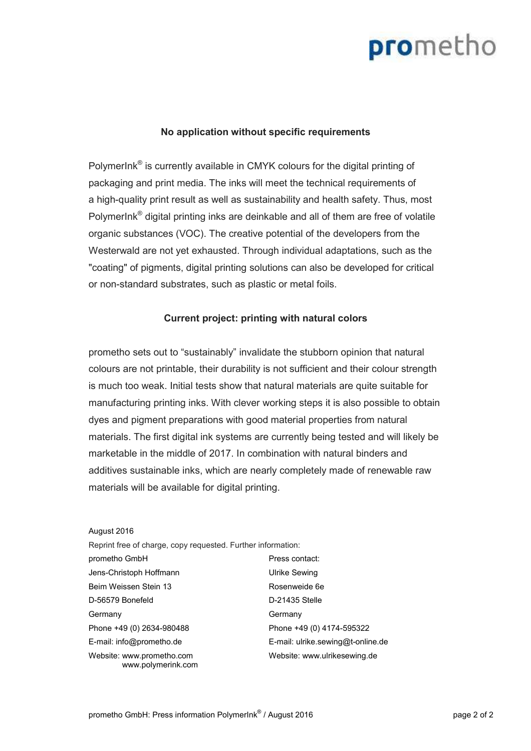### No application without specific requirements

PolymerInk® is currently available in CMYK colours for the digital printing of packaging and print media. The inks will meet the technical requirements of a high-quality print result as well as sustainability and health safety. Thus, most PolymerInk® digital printing inks are deinkable and all of them are free of volatile organic substances (VOC). The creative potential of the developers from the Westerwald are not yet exhausted. Through individual adaptations, such as the "coating" of pigments, digital printing solutions can also be developed for critical or non-standard substrates, such as plastic or metal foils.

### Current project: printing with natural colors

prometho sets out to "sustainably" invalidate the stubborn opinion that natural colours are not printable, their durability is not sufficient and their colour strength is much too weak. Initial tests show that natural materials are quite suitable for manufacturing printing inks. With clever working steps it is also possible to obtain dyes and pigment preparations with good material properties from natural materials. The first digital ink systems are currently being tested and will likely be marketable in the middle of 2017. In combination with natural binders and additives sustainable inks, which are nearly completely made of renewable raw materials will be available for digital printing.

August 2016

Reprint free of charge, copy requested. Further information:

prometho GmbH
Jens-Christoph Hoffmann
Beim Weissen Stein 13
D-56579 Bonefeld
Germany
Phone +49 (0) 2634-980488
E-mail: info@prometho.de
Website: www.prometho.com
www.polymerink.com

Press contact:
Ulrike Sewing
Rosenweide 6e
D-21435 Stelle
Germany
Phone +49 (0) 4174-595322
E-mail: ulrike.sewing@t-online.de
Website: www.ulrikesewing.de